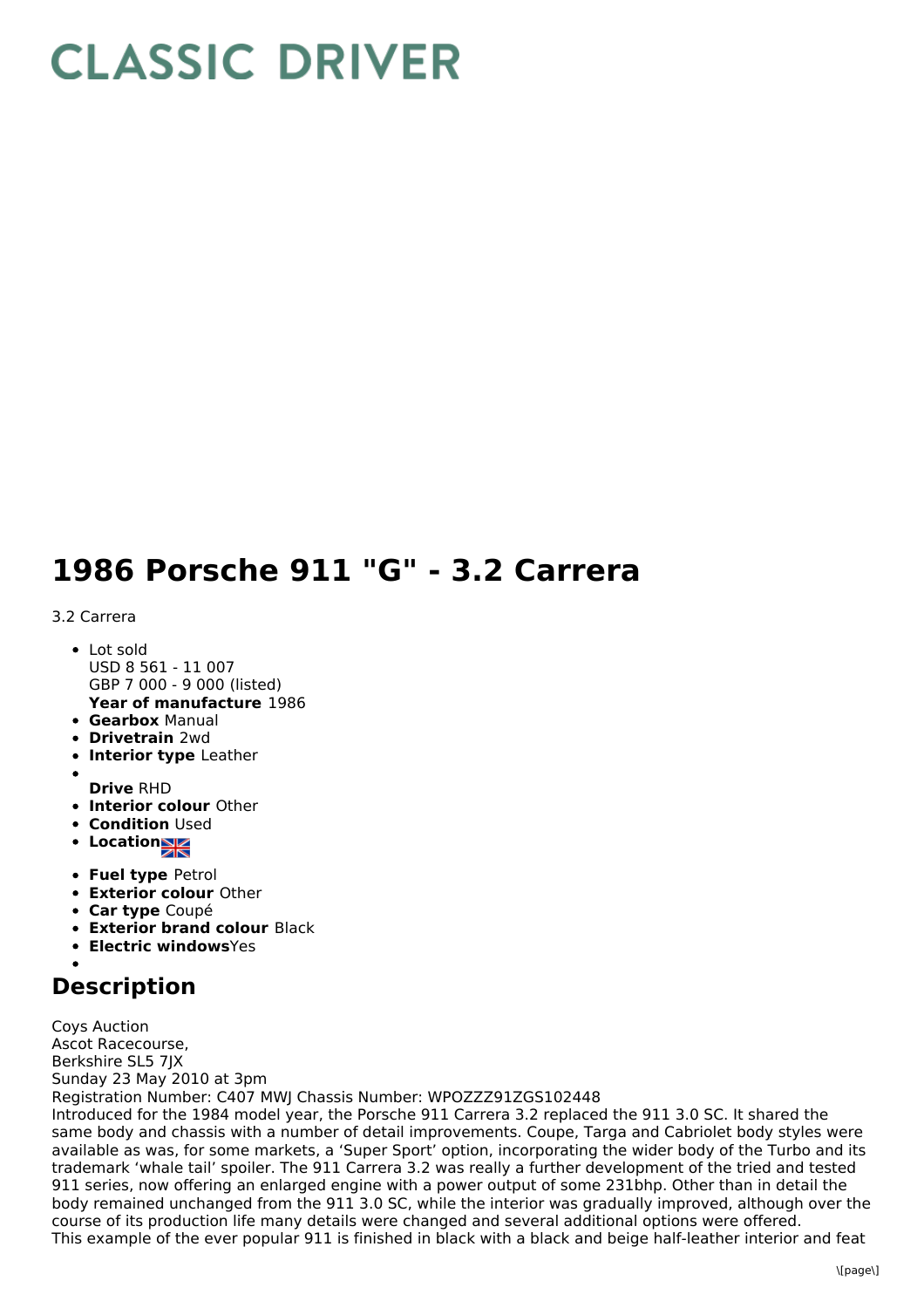# CLASSIC DRIVER

# 1986 Porsche 911 "G" - 3.2 Carrera

3.2 Carrera

- Lot sold
  USD 8 561 - 11 007
  GBP 7 000 - 9 000 (listed)
  **Year of manufacture** 1986
- **Gearbox** Manual
- **Drivetrain** 2wd
- **Interior type** Leather
- 
  **Drive** RHD
- **Interior colour** Other
- **Condition** Used
- **Location**
- **Fuel type** Petrol
- **Exterior colour** Other
- **Car type** Coupé
- **Exterior brand colour** Black
- **Electric windows**Yes
- 

## Description

Coys Auction
Ascot Racecourse,
Berkshire SL5 7JX
Sunday 23 May 2010 at 3pm
Registration Number: C407 MWJ Chassis Number: WPOZZZ91ZGS102448
Introduced for the 1984 model year, the Porsche 911 Carrera 3.2 replaced the 911 3.0 SC. It shared the same body and chassis with a number of detail improvements. Coupe, Targa and Cabriolet body styles were available as was, for some markets, a 'Super Sport' option, incorporating the wider body of the Turbo and its trademark 'whale tail' spoiler. The 911 Carrera 3.2 was really a further development of the tried and tested 911 series, now offering an enlarged engine with a power output of some 231bhp. Other than in detail the body remained unchanged from the 911 3.0 SC, while the interior was gradually improved, although over the course of its production life many details were changed and several additional options were offered.
This example of the ever popular 911 is finished in black with a black and beige half-leather interior and feat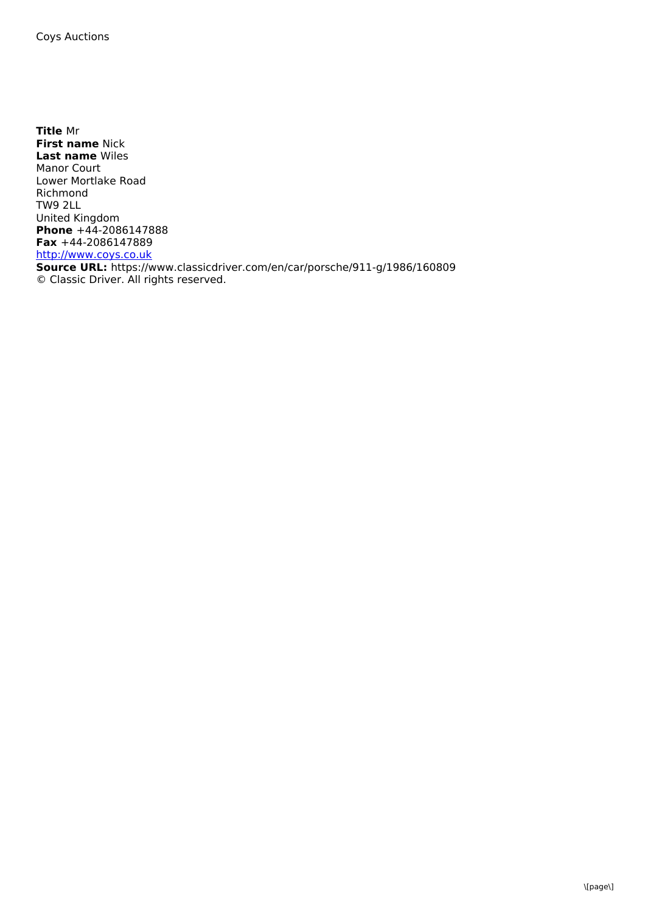Coys Auctions

**Title** Mr  
**First name** Nick  
**Last name** Wiles  
Manor Court  
Lower Mortlake Road  
Richmond  
TW9 2LL  
United Kingdom  
**Phone** +44-2086147888  
**Fax** +44-2086147889  
[http://www.coys.co.uk](http://www.coys.co.uk)  
**Source URL:** https://www.classicdriver.com/en/car/porsche/911-g/1986/160809  
© Classic Driver. All rights reserved.